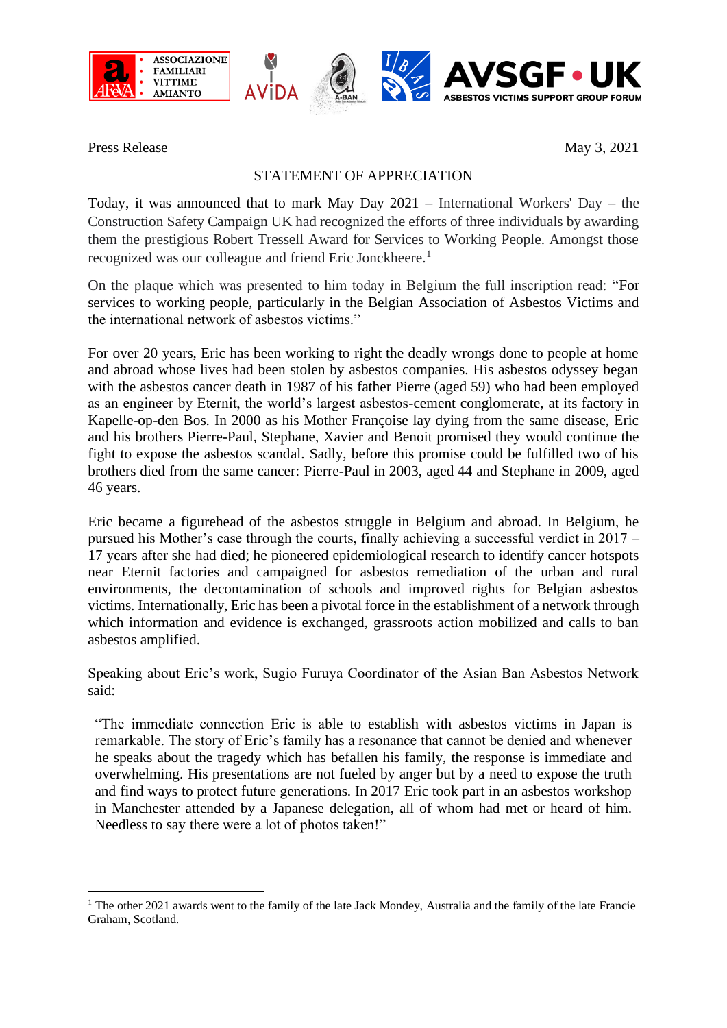Press Release May 3, 2021

# STATEMENT OF APPRECIATION

Today, it was announced that to mark May Day 2021 – International Workers' Day – the Construction Safety Campaign UK had recognized the efforts of three individuals by awarding them the prestigious Robert Tressell Award for Services to Working People. Amongst those recognized was our colleague and friend Eric Jonckheere.[1]

On the plaque which was presented to him today in Belgium the full inscription read: "For services to working people, particularly in the Belgian Association of Asbestos Victims and the international network of asbestos victims."

For over 20 years, Eric has been working to right the deadly wrongs done to people at home and abroad whose lives had been stolen by asbestos companies. His asbestos odyssey began with the asbestos cancer death in 1987 of his father Pierre (aged 59) who had been employed as an engineer by Eternit, the world's largest asbestos-cement conglomerate, at its factory in Kapelle-op-den Bos. In 2000 as his Mother Françoise lay dying from the same disease, Eric and his brothers Pierre-Paul, Stephane, Xavier and Benoit promised they would continue the fight to expose the asbestos scandal. Sadly, before this promise could be fulfilled two of his brothers died from the same cancer: Pierre-Paul in 2003, aged 44 and Stephane in 2009, aged 46 years.

Eric became a figurehead of the asbestos struggle in Belgium and abroad. In Belgium, he pursued his Mother's case through the courts, finally achieving a successful verdict in 2017 – 17 years after she had died; he pioneered epidemiological research to identify cancer hotspots near Eternit factories and campaigned for asbestos remediation of the urban and rural environments, the decontamination of schools and improved rights for Belgian asbestos victims. Internationally, Eric has been a pivotal force in the establishment of a network through which information and evidence is exchanged, grassroots action mobilized and calls to ban asbestos amplified.

Speaking about Eric's work, Sugio Furuya Coordinator of the Asian Ban Asbestos Network said:

> "The immediate connection Eric is able to establish with asbestos victims in Japan is remarkable. The story of Eric's family has a resonance that cannot be denied and whenever he speaks about the tragedy which has befallen his family, the response is immediate and overwhelming. His presentations are not fueled by anger but by a need to expose the truth and find ways to protect future generations. In 2017 Eric took part in an asbestos workshop in Manchester attended by a Japanese delegation, all of whom had met or heard of him. Needless to say there were a lot of photos taken!"

---

[1] The other 2021 awards went to the family of the late Jack Mondey, Australia and the family of the late Francie Graham, Scotland.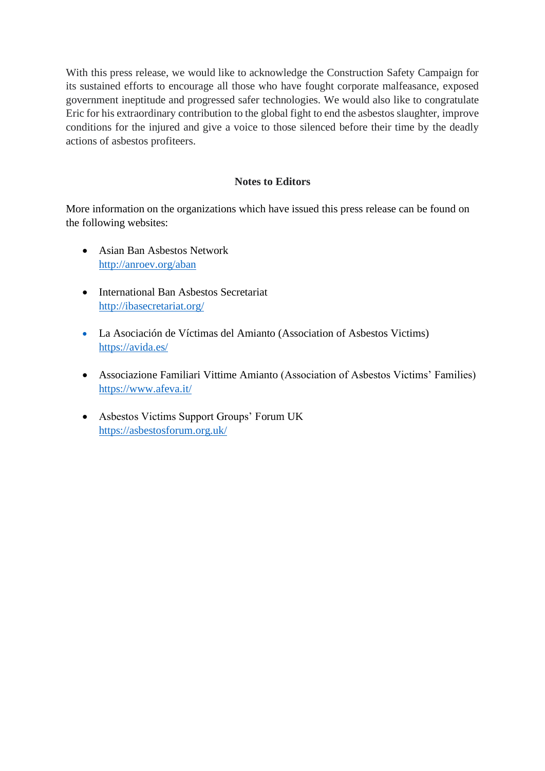With this press release, we would like to acknowledge the Construction Safety Campaign for its sustained efforts to encourage all those who have fought corporate malfeasance, exposed government ineptitude and progressed safer technologies. We would also like to congratulate Eric for his extraordinary contribution to the global fight to end the asbestos slaughter, improve conditions for the injured and give a voice to those silenced before their time by the deadly actions of asbestos profiteers.

**Notes to Editors**

More information on the organizations which have issued this press release can be found on the following websites:

- Asian Ban Asbestos Network
  http://anroev.org/aban

- International Ban Asbestos Secretariat
  http://ibasecretariat.org/

- La Asociación de Víctimas del Amianto (Association of Asbestos Victims)
  https://avida.es/

- Associazione Familiari Vittime Amianto (Association of Asbestos Victims' Families)
  https://www.afeva.it/

- Asbestos Victims Support Groups' Forum UK
  https://asbestosforum.org.uk/